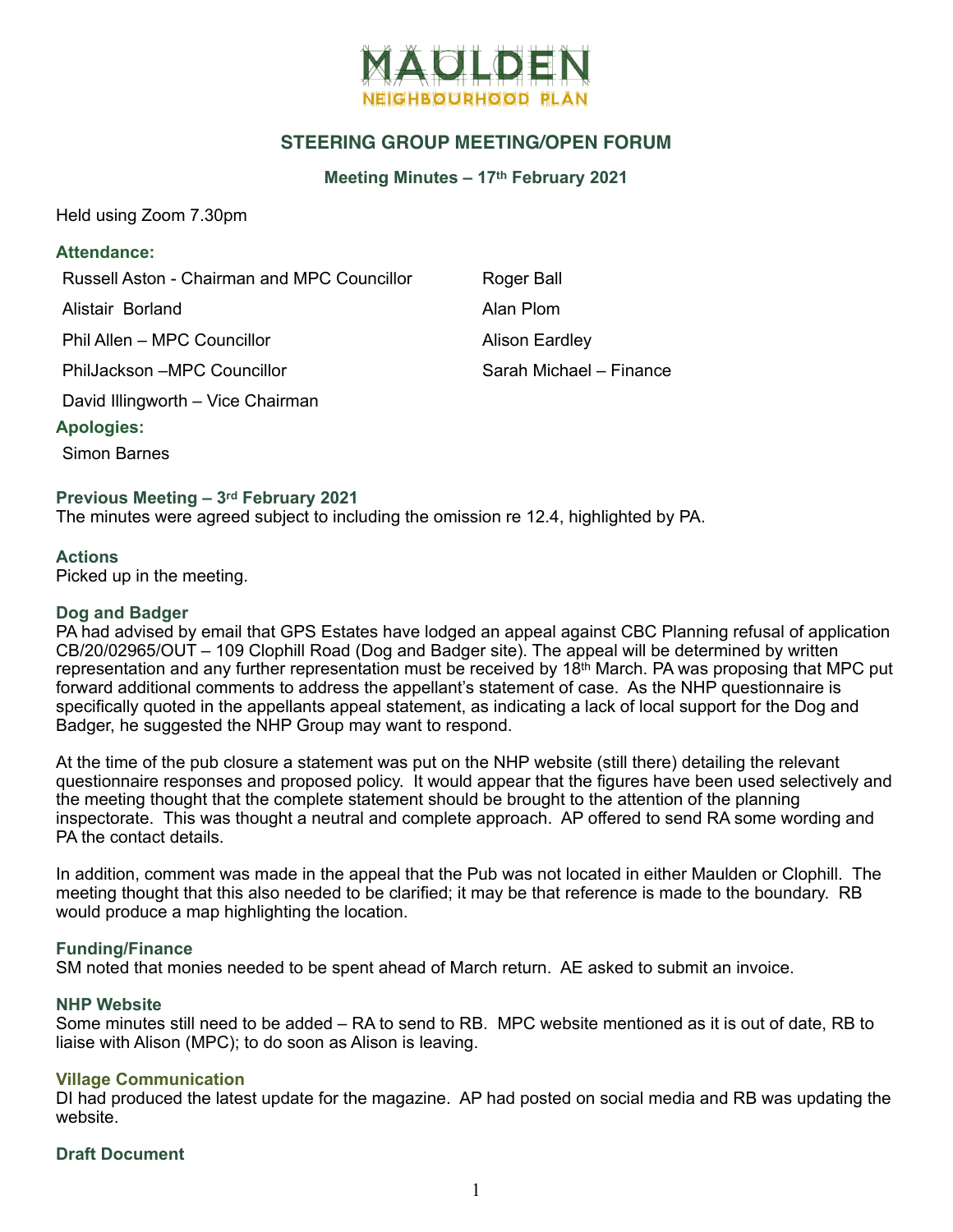# MAULDEN

NEIGHBOURHOOD PLAN

## STEERING GROUP MEETING/OPEN FORUM

### Meeting Minutes – 17th February 2021

Held using Zoom 7.30pm

### Attendance:

Russell Aston - Chairman and MPC Councillor

Alistair Borland

Phil Allen – MPC Councillor

PhilJackson –MPC Councillor

David Illingworth – Vice Chairman

Roger Ball

Alan Plom

Alison Eardley

Sarah Michael – Finance

### Apologies:

Simon Barnes

### Previous Meeting – 3rd February 2021

The minutes were agreed subject to including the omission re 12.4, highlighted by PA.

### Actions

Picked up in the meeting.

### Dog and Badger

PA had advised by email that GPS Estates have lodged an appeal against CBC Planning refusal of application CB/20/02965/OUT – 109 Clophill Road (Dog and Badger site). The appeal will be determined by written representation and any further representation must be received by 18th March. PA was proposing that MPC put forward additional comments to address the appellant's statement of case. As the NHP questionnaire is specifically quoted in the appellants appeal statement, as indicating a lack of local support for the Dog and Badger, he suggested the NHP Group may want to respond.

At the time of the pub closure a statement was put on the NHP website (still there) detailing the relevant questionnaire responses and proposed policy. It would appear that the figures have been used selectively and the meeting thought that the complete statement should be brought to the attention of the planning inspectorate. This was thought a neutral and complete approach. AP offered to send RA some wording and PA the contact details.

In addition, comment was made in the appeal that the Pub was not located in either Maulden or Clophill. The meeting thought that this also needed to be clarified; it may be that reference is made to the boundary. RB would produce a map highlighting the location.

### Funding/Finance

SM noted that monies needed to be spent ahead of March return. AE asked to submit an invoice.

### NHP Website

Some minutes still need to be added – RA to send to RB. MPC website mentioned as it is out of date, RB to liaise with Alison (MPC); to do soon as Alison is leaving.

### Village Communication

DI had produced the latest update for the magazine. AP had posted on social media and RB was updating the website.

### Draft Document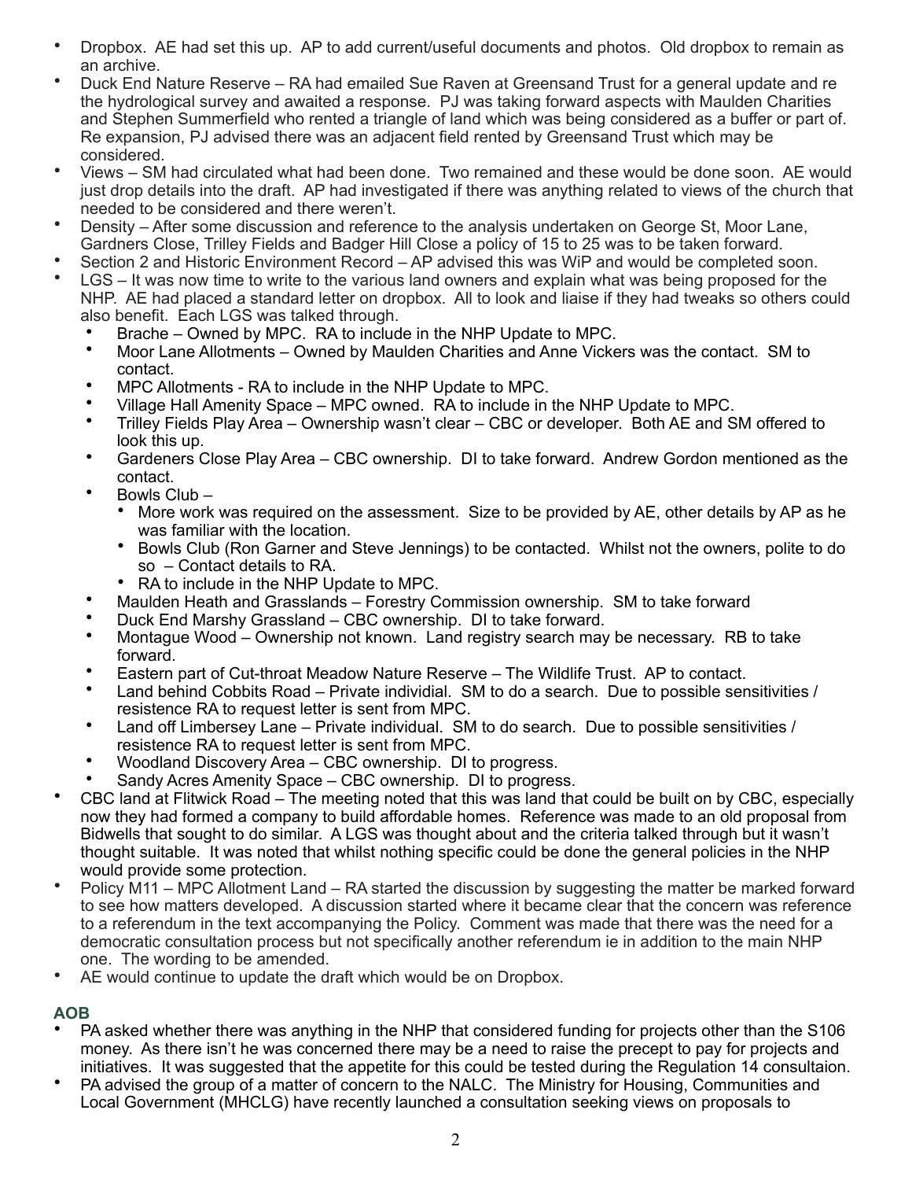- Dropbox. AE had set this up. AP to add current/useful documents and photos. Old dropbox to remain as an archive.
- Duck End Nature Reserve – RA had emailed Sue Raven at Greensand Trust for a general update and re the hydrological survey and awaited a response. PJ was taking forward aspects with Maulden Charities and Stephen Summerfield who rented a triangle of land which was being considered as a buffer or part of. Re expansion, PJ advised there was an adjacent field rented by Greensand Trust which may be considered.
- Views – SM had circulated what had been done. Two remained and these would be done soon. AE would just drop details into the draft. AP had investigated if there was anything related to views of the church that needed to be considered and there weren't.
- Density – After some discussion and reference to the analysis undertaken on George St, Moor Lane, Gardners Close, Trilley Fields and Badger Hill Close a policy of 15 to 25 was to be taken forward.
- Section 2 and Historic Environment Record – AP advised this was WiP and would be completed soon.
- LGS – It was now time to write to the various land owners and explain what was being proposed for the NHP. AE had placed a standard letter on dropbox. All to look and liaise if they had tweaks so others could also benefit. Each LGS was talked through.
  - Brache – Owned by MPC. RA to include in the NHP Update to MPC.
  - Moor Lane Allotments – Owned by Maulden Charities and Anne Vickers was the contact. SM to contact.
  - MPC Allotments - RA to include in the NHP Update to MPC.
  - Village Hall Amenity Space – MPC owned. RA to include in the NHP Update to MPC.
  - Trilley Fields Play Area – Ownership wasn't clear – CBC or developer. Both AE and SM offered to look this up.
  - Gardeners Close Play Area – CBC ownership. DI to take forward. Andrew Gordon mentioned as the contact.
  - Bowls Club –
    - More work was required on the assessment. Size to be provided by AE, other details by AP as he was familiar with the location.
    - Bowls Club (Ron Garner and Steve Jennings) to be contacted. Whilst not the owners, polite to do so – Contact details to RA.
    - RA to include in the NHP Update to MPC.
  - Maulden Heath and Grasslands – Forestry Commission ownership. SM to take forward
  - Duck End Marshy Grassland – CBC ownership. DI to take forward.
  - Montague Wood – Ownership not known. Land registry search may be necessary. RB to take forward.
  - Eastern part of Cut-throat Meadow Nature Reserve – The Wildlife Trust. AP to contact.
  - Land behind Cobbits Road – Private individial. SM to do a search. Due to possible sensitivities / resistence RA to request letter is sent from MPC.
  - Land off Limbersey Lane – Private individual. SM to do search. Due to possible sensitivities / resistence RA to request letter is sent from MPC.
  - Woodland Discovery Area – CBC ownership. DI to progress.
  - Sandy Acres Amenity Space – CBC ownership. DI to progress.
- CBC land at Flitwick Road – The meeting noted that this was land that could be built on by CBC, especially now they had formed a company to build affordable homes. Reference was made to an old proposal from Bidwells that sought to do similar. A LGS was thought about and the criteria talked through but it wasn't thought suitable. It was noted that whilst nothing specific could be done the general policies in the NHP would provide some protection.
- Policy M11 – MPC Allotment Land – RA started the discussion by suggesting the matter be marked forward to see how matters developed. A discussion started where it became clear that the concern was reference to a referendum in the text accompanying the Policy. Comment was made that there was the need for a democratic consultation process but not specifically another referendum ie in addition to the main NHP one. The wording to be amended.
- AE would continue to update the draft which would be on Dropbox.

## AOB

- PA asked whether there was anything in the NHP that considered funding for projects other than the S106 money. As there isn't he was concerned there may be a need to raise the precept to pay for projects and initiatives. It was suggested that the appetite for this could be tested during the Regulation 14 consultaion.
- PA advised the group of a matter of concern to the NALC. The Ministry for Housing, Communities and Local Government (MHCLG) have recently launched a consultation seeking views on proposals to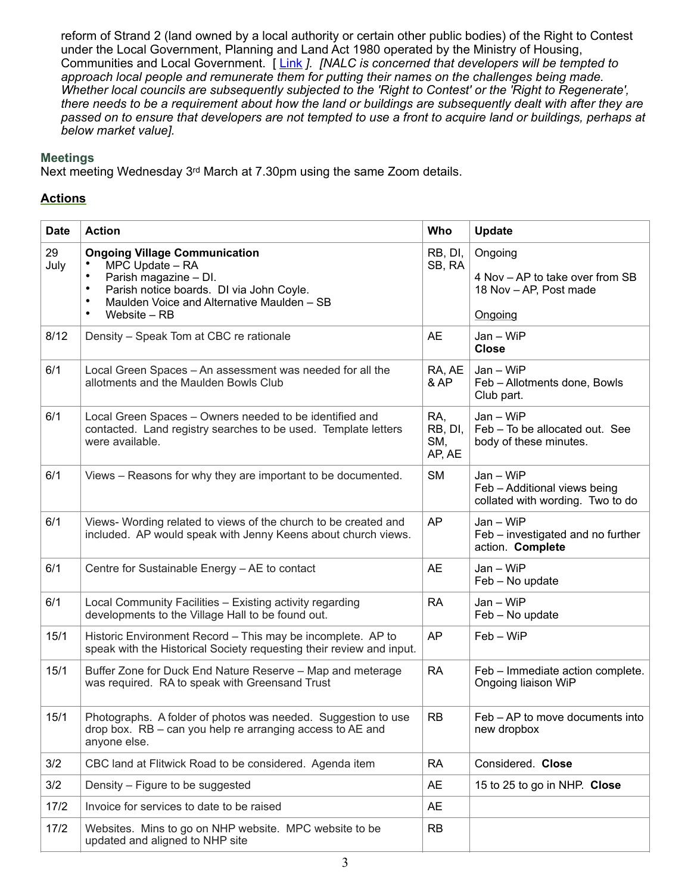reform of Strand 2 (land owned by a local authority or certain other public bodies) of the Right to Contest under the Local Government, Planning and Land Act 1980 operated by the Ministry of Housing, Communities and Local Government. [ Link ]. *[NALC is concerned that developers will be tempted to approach local people and remunerate them for putting their names on the challenges being made. Whether local councils are subsequently subjected to the 'Right to Contest' or the 'Right to Regenerate', there needs to be a requirement about how the land or buildings are subsequently dealt with after they are passed on to ensure that developers are not tempted to use a front to acquire land or buildings, perhaps at below market value].*

### Meetings

Next meeting Wednesday 3rd March at 7.30pm using the same Zoom details.

### Actions

| Date | Action | Who | Update |
|---|---|---|---|
| 29 July | **Ongoing Village Communication**<br>• MPC Update – RA<br>• Parish magazine – DI.<br>• Parish notice boards. DI via John Coyle.<br>• Maulden Voice and Alternative Maulden – SB<br>• Website – RB | RB, DI, SB, RA | Ongoing<br><br>4 Nov – AP to take over from SB<br>18 Nov – AP, Post made<br><br>Ongoing |
| 8/12 | Density – Speak Tom at CBC re rationale | AE | Jan – WiP<br>**Close** |
| 6/1 | Local Green Spaces – An assessment was needed for all the allotments and the Maulden Bowls Club | RA, AE & AP | Jan – WiP<br>Feb – Allotments done, Bowls Club part. |
| 6/1 | Local Green Spaces – Owners needed to be identified and contacted. Land registry searches to be used. Template letters were available. | RA, RB, DI, SM, AP, AE | Jan – WiP<br>Feb – To be allocated out. See body of these minutes. |
| 6/1 | Views – Reasons for why they are important to be documented. | SM | Jan – WiP<br>Feb – Additional views being collated with wording. Two to do |
| 6/1 | Views- Wording related to views of the church to be created and included. AP would speak with Jenny Keens about church views. | AP | Jan – WiP<br>Feb – investigated and no further action. **Complete** |
| 6/1 | Centre for Sustainable Energy – AE to contact | AE | Jan – WiP<br>Feb – No update |
| 6/1 | Local Community Facilities – Existing activity regarding developments to the Village Hall to be found out. | RA | Jan – WiP<br>Feb – No update |
| 15/1 | Historic Environment Record – This may be incomplete. AP to speak with the Historical Society requesting their review and input. | AP | Feb – WiP |
| 15/1 | Buffer Zone for Duck End Nature Reserve – Map and meterage was required. RA to speak with Greensand Trust | RA | Feb – Immediate action complete. Ongoing liaison WiP |
| 15/1 | Photographs. A folder of photos was needed. Suggestion to use drop box. RB – can you help re arranging access to AE and anyone else. | RB | Feb – AP to move documents into new dropbox |
| 3/2 | CBC land at Flitwick Road to be considered. Agenda item | RA | Considered. **Close** |
| 3/2 | Density – Figure to be suggested | AE | 15 to 25 to go in NHP. **Close** |
| 17/2 | Invoice for services to date to be raised | AE | |
| 17/2 | Websites. Mins to go on NHP website. MPC website to be updated and aligned to NHP site | RB | |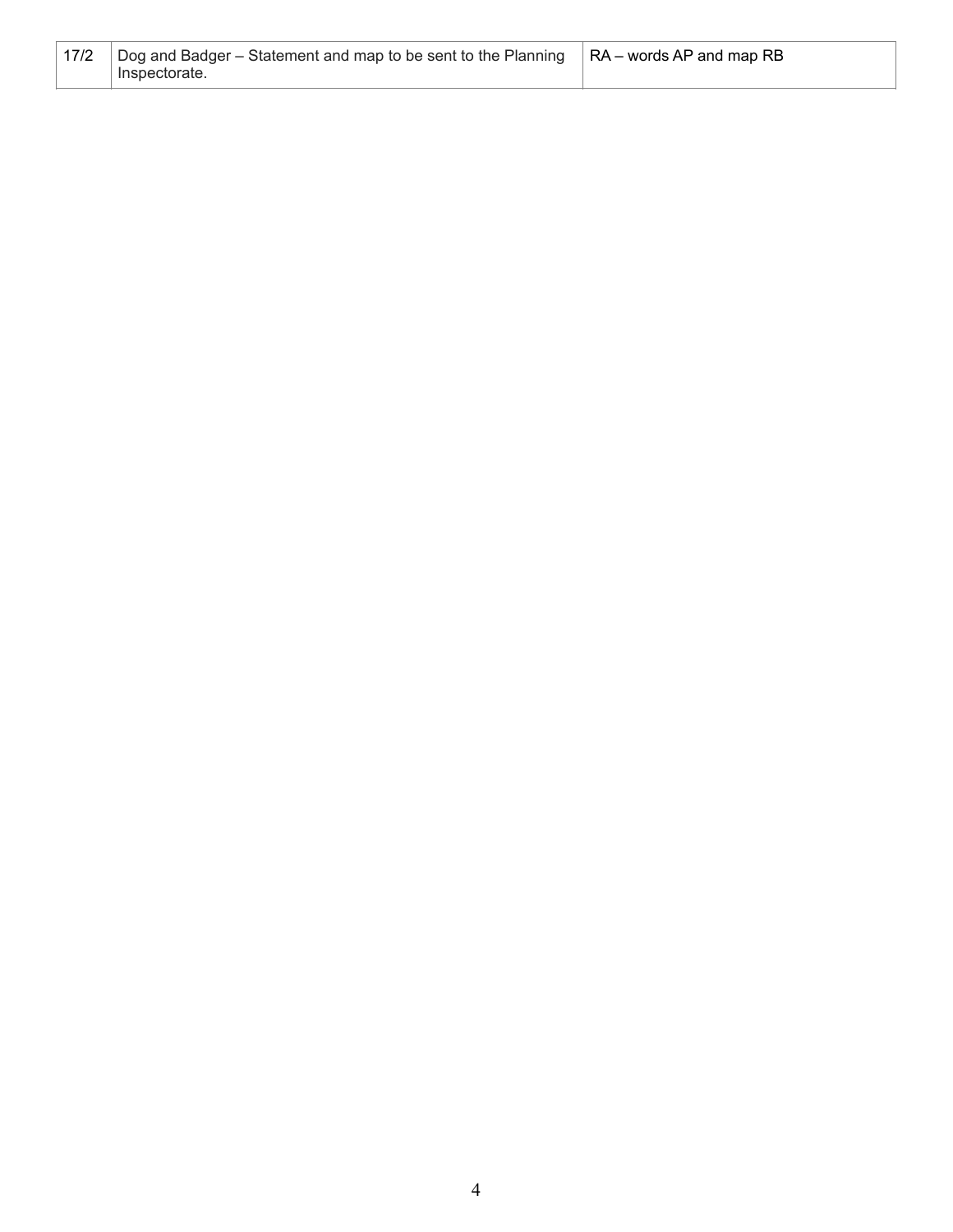| | | |
|---|---|---|
| 17/2 | Dog and Badger – Statement and map to be sent to the Planning Inspectorate. | RA – words AP and map RB |